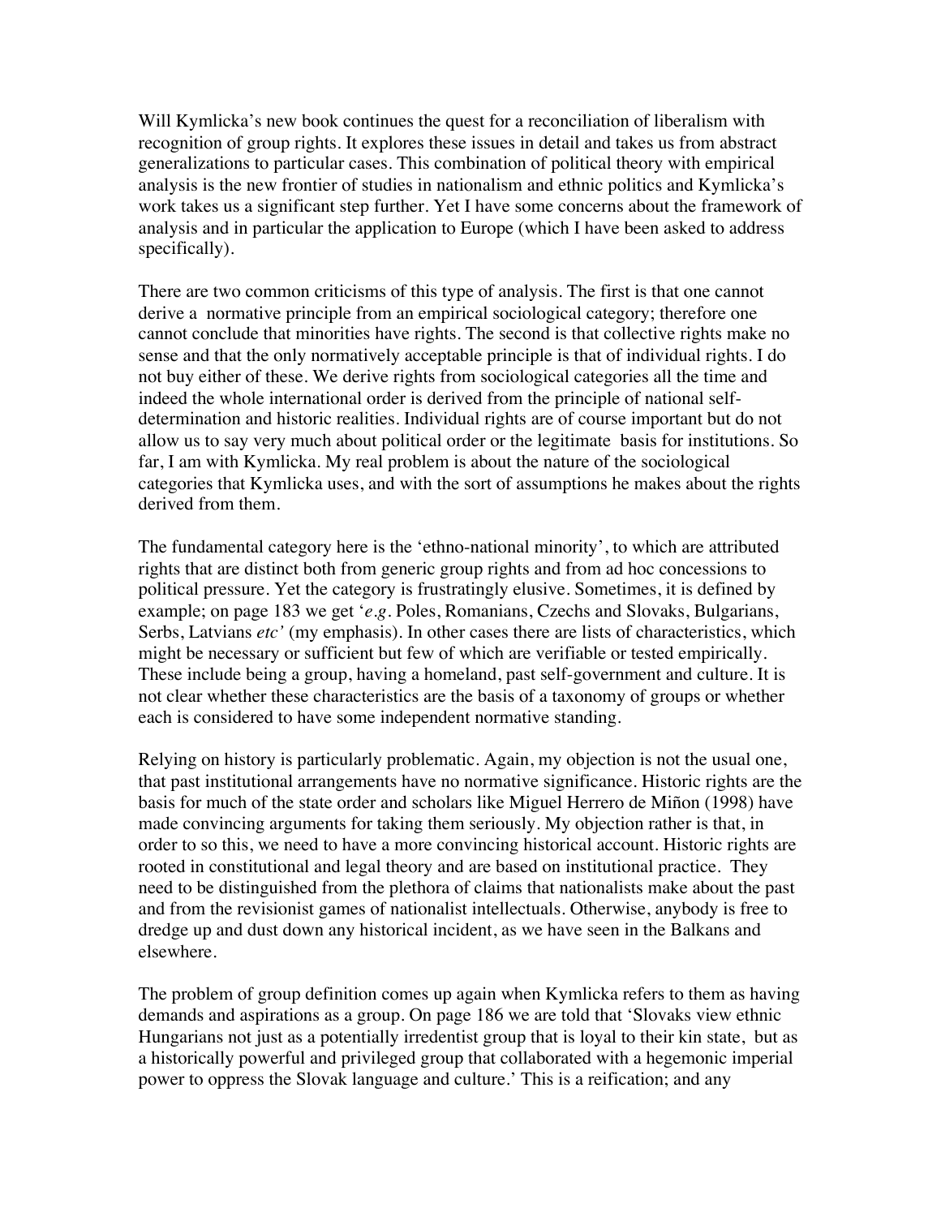Will Kymlicka's new book continues the quest for a reconciliation of liberalism with recognition of group rights. It explores these issues in detail and takes us from abstract generalizations to particular cases. This combination of political theory with empirical analysis is the new frontier of studies in nationalism and ethnic politics and Kymlicka's work takes us a significant step further. Yet I have some concerns about the framework of analysis and in particular the application to Europe (which I have been asked to address specifically).

There are two common criticisms of this type of analysis. The first is that one cannot derive a normative principle from an empirical sociological category; therefore one cannot conclude that minorities have rights. The second is that collective rights make no sense and that the only normatively acceptable principle is that of individual rights. I do not buy either of these. We derive rights from sociological categories all the time and indeed the whole international order is derived from the principle of national self-determination and historic realities. Individual rights are of course important but do not allow us to say very much about political order or the legitimate basis for institutions. So far, I am with Kymlicka. My real problem is about the nature of the sociological categories that Kymlicka uses, and with the sort of assumptions he makes about the rights derived from them.

The fundamental category here is the 'ethno-national minority', to which are attributed rights that are distinct both from generic group rights and from ad hoc concessions to political pressure. Yet the category is frustratingly elusive. Sometimes, it is defined by example; on page 183 we get '*e.g.* Poles, Romanians, Czechs and Slovaks, Bulgarians, Serbs, Latvians *etc'* (my emphasis). In other cases there are lists of characteristics, which might be necessary or sufficient but few of which are verifiable or tested empirically. These include being a group, having a homeland, past self-government and culture. It is not clear whether these characteristics are the basis of a taxonomy of groups or whether each is considered to have some independent normative standing.

Relying on history is particularly problematic. Again, my objection is not the usual one, that past institutional arrangements have no normative significance. Historic rights are the basis for much of the state order and scholars like Miguel Herrero de Miñon (1998) have made convincing arguments for taking them seriously. My objection rather is that, in order to so this, we need to have a more convincing historical account. Historic rights are rooted in constitutional and legal theory and are based on institutional practice. They need to be distinguished from the plethora of claims that nationalists make about the past and from the revisionist games of nationalist intellectuals. Otherwise, anybody is free to dredge up and dust down any historical incident, as we have seen in the Balkans and elsewhere.

The problem of group definition comes up again when Kymlicka refers to them as having demands and aspirations as a group. On page 186 we are told that 'Slovaks view ethnic Hungarians not just as a potentially irredentist group that is loyal to their kin state, but as a historically powerful and privileged group that collaborated with a hegemonic imperial power to oppress the Slovak language and culture.' This is a reification; and any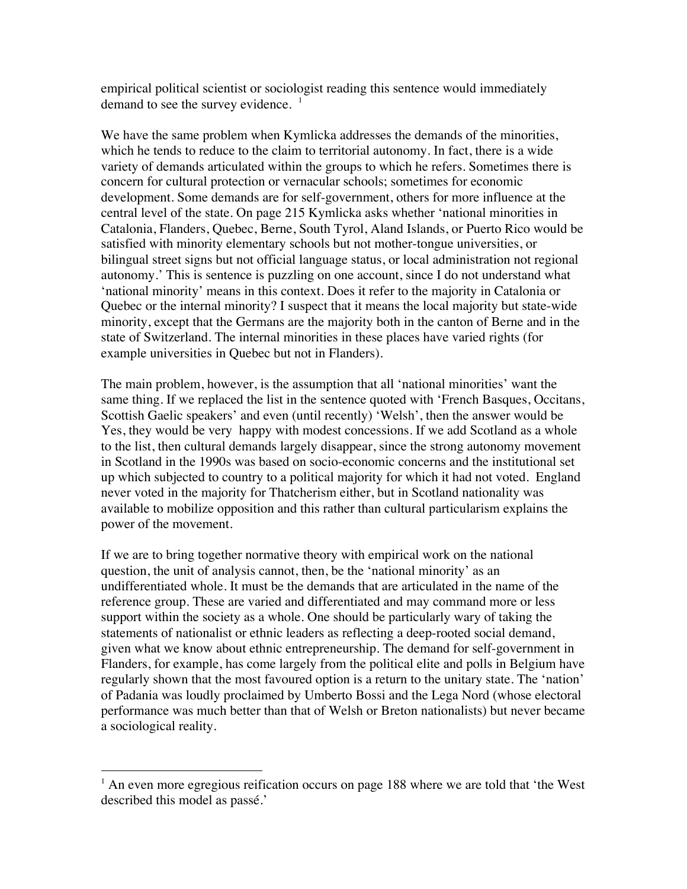empirical political scientist or sociologist reading this sentence would immediately demand to see the survey evidence. [1]

We have the same problem when Kymlicka addresses the demands of the minorities, which he tends to reduce to the claim to territorial autonomy. In fact, there is a wide variety of demands articulated within the groups to which he refers. Sometimes there is concern for cultural protection or vernacular schools; sometimes for economic development. Some demands are for self-government, others for more influence at the central level of the state. On page 215 Kymlicka asks whether 'national minorities in Catalonia, Flanders, Quebec, Berne, South Tyrol, Aland Islands, or Puerto Rico would be satisfied with minority elementary schools but not mother-tongue universities, or bilingual street signs but not official language status, or local administration not regional autonomy.' This is sentence is puzzling on one account, since I do not understand what 'national minority' means in this context. Does it refer to the majority in Catalonia or Quebec or the internal minority? I suspect that it means the local majority but state-wide minority, except that the Germans are the majority both in the canton of Berne and in the state of Switzerland. The internal minorities in these places have varied rights (for example universities in Quebec but not in Flanders).

The main problem, however, is the assumption that all 'national minorities' want the same thing. If we replaced the list in the sentence quoted with 'French Basques, Occitans, Scottish Gaelic speakers' and even (until recently) 'Welsh', then the answer would be Yes, they would be very happy with modest concessions. If we add Scotland as a whole to the list, then cultural demands largely disappear, since the strong autonomy movement in Scotland in the 1990s was based on socio-economic concerns and the institutional set up which subjected to country to a political majority for which it had not voted. England never voted in the majority for Thatcherism either, but in Scotland nationality was available to mobilize opposition and this rather than cultural particularism explains the power of the movement.

If we are to bring together normative theory with empirical work on the national question, the unit of analysis cannot, then, be the 'national minority' as an undifferentiated whole. It must be the demands that are articulated in the name of the reference group. These are varied and differentiated and may command more or less support within the society as a whole. One should be particularly wary of taking the statements of nationalist or ethnic leaders as reflecting a deep-rooted social demand, given what we know about ethnic entrepreneurship. The demand for self-government in Flanders, for example, has come largely from the political elite and polls in Belgium have regularly shown that the most favoured option is a return to the unitary state. The 'nation' of Padania was loudly proclaimed by Umberto Bossi and the Lega Nord (whose electoral performance was much better than that of Welsh or Breton nationalists) but never became a sociological reality.

---

[1] An even more egregious reification occurs on page 188 where we are told that 'the West described this model as passé.'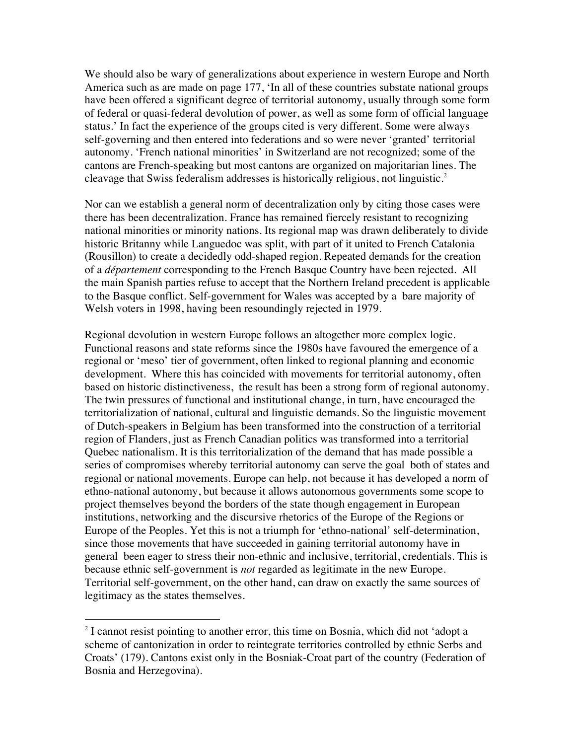We should also be wary of generalizations about experience in western Europe and North America such as are made on page 177, 'In all of these countries substate national groups have been offered a significant degree of territorial autonomy, usually through some form of federal or quasi-federal devolution of power, as well as some form of official language status.' In fact the experience of the groups cited is very different. Some were always self-governing and then entered into federations and so were never 'granted' territorial autonomy. 'French national minorities' in Switzerland are not recognized; some of the cantons are French-speaking but most cantons are organized on majoritarian lines. The cleavage that Swiss federalism addresses is historically religious, not linguistic.[2]

Nor can we establish a general norm of decentralization only by citing those cases were there has been decentralization. France has remained fiercely resistant to recognizing national minorities or minority nations. Its regional map was drawn deliberately to divide historic Britanny while Languedoc was split, with part of it united to French Catalonia (Rousillon) to create a decidedly odd-shaped region. Repeated demands for the creation of a *département* corresponding to the French Basque Country have been rejected. All the main Spanish parties refuse to accept that the Northern Ireland precedent is applicable to the Basque conflict. Self-government for Wales was accepted by a bare majority of Welsh voters in 1998, having been resoundingly rejected in 1979.

Regional devolution in western Europe follows an altogether more complex logic. Functional reasons and state reforms since the 1980s have favoured the emergence of a regional or 'meso' tier of government, often linked to regional planning and economic development. Where this has coincided with movements for territorial autonomy, often based on historic distinctiveness, the result has been a strong form of regional autonomy. The twin pressures of functional and institutional change, in turn, have encouraged the territorialization of national, cultural and linguistic demands. So the linguistic movement of Dutch-speakers in Belgium has been transformed into the construction of a territorial region of Flanders, just as French Canadian politics was transformed into a territorial Quebec nationalism. It is this territorialization of the demand that has made possible a series of compromises whereby territorial autonomy can serve the goal both of states and regional or national movements. Europe can help, not because it has developed a norm of ethno-national autonomy, but because it allows autonomous governments some scope to project themselves beyond the borders of the state though engagement in European institutions, networking and the discursive rhetorics of the Europe of the Regions or Europe of the Peoples. Yet this is not a triumph for 'ethno-national' self-determination, since those movements that have succeeded in gaining territorial autonomy have in general been eager to stress their non-ethnic and inclusive, territorial, credentials. This is because ethnic self-government is *not* regarded as legitimate in the new Europe. Territorial self-government, on the other hand, can draw on exactly the same sources of legitimacy as the states themselves.

---

[2] I cannot resist pointing to another error, this time on Bosnia, which did not 'adopt a scheme of cantonization in order to reintegrate territories controlled by ethnic Serbs and Croats' (179). Cantons exist only in the Bosniak-Croat part of the country (Federation of Bosnia and Herzegovina).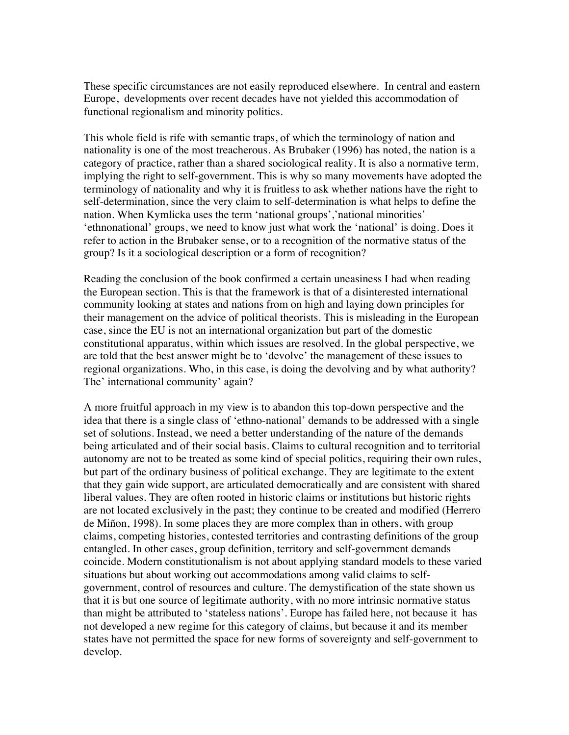These specific circumstances are not easily reproduced elsewhere. In central and eastern Europe, developments over recent decades have not yielded this accommodation of functional regionalism and minority politics.

This whole field is rife with semantic traps, of which the terminology of nation and nationality is one of the most treacherous. As Brubaker (1996) has noted, the nation is a category of practice, rather than a shared sociological reality. It is also a normative term, implying the right to self-government. This is why so many movements have adopted the terminology of nationality and why it is fruitless to ask whether nations have the right to self-determination, since the very claim to self-determination is what helps to define the nation. When Kymlicka uses the term 'national groups','national minorities' 'ethnonational' groups, we need to know just what work the 'national' is doing. Does it refer to action in the Brubaker sense, or to a recognition of the normative status of the group? Is it a sociological description or a form of recognition?

Reading the conclusion of the book confirmed a certain uneasiness I had when reading the European section. This is that the framework is that of a disinterested international community looking at states and nations from on high and laying down principles for their management on the advice of political theorists. This is misleading in the European case, since the EU is not an international organization but part of the domestic constitutional apparatus, within which issues are resolved. In the global perspective, we are told that the best answer might be to 'devolve' the management of these issues to regional organizations. Who, in this case, is doing the devolving and by what authority? The' international community' again?

A more fruitful approach in my view is to abandon this top-down perspective and the idea that there is a single class of 'ethno-national' demands to be addressed with a single set of solutions. Instead, we need a better understanding of the nature of the demands being articulated and of their social basis. Claims to cultural recognition and to territorial autonomy are not to be treated as some kind of special politics, requiring their own rules, but part of the ordinary business of political exchange. They are legitimate to the extent that they gain wide support, are articulated democratically and are consistent with shared liberal values. They are often rooted in historic claims or institutions but historic rights are not located exclusively in the past; they continue to be created and modified (Herrero de Miñon, 1998). In some places they are more complex than in others, with group claims, competing histories, contested territories and contrasting definitions of the group entangled. In other cases, group definition, territory and self-government demands coincide. Modern constitutionalism is not about applying standard models to these varied situations but about working out accommodations among valid claims to self-government, control of resources and culture. The demystification of the state shown us that it is but one source of legitimate authority, with no more intrinsic normative status than might be attributed to 'stateless nations'. Europe has failed here, not because it has not developed a new regime for this category of claims, but because it and its member states have not permitted the space for new forms of sovereignty and self-government to develop.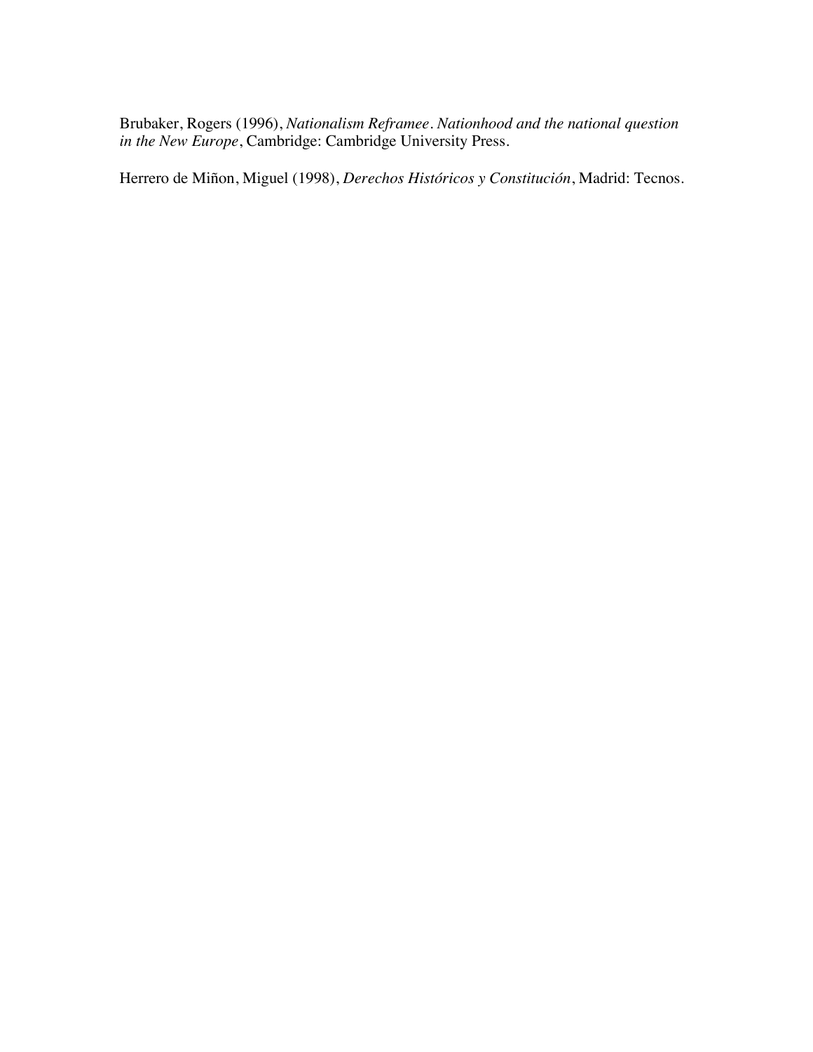Brubaker, Rogers (1996), *Nationalism Reframee. Nationhood and the national question in the New Europe*, Cambridge: Cambridge University Press.

Herrero de Miñon, Miguel (1998), *Derechos Históricos y Constitución*, Madrid: Tecnos.